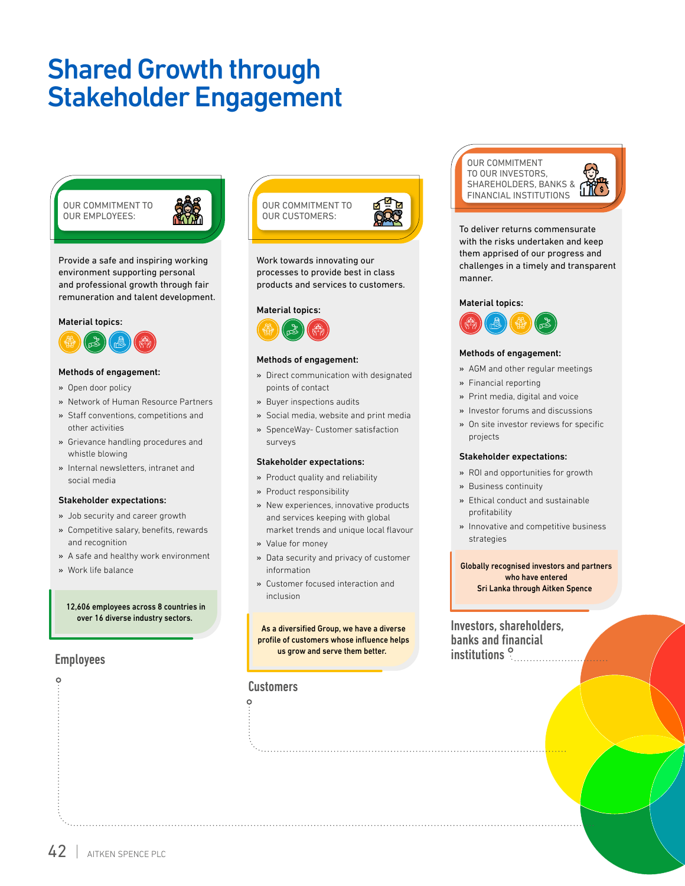# Shared Growth through Stakeholder Engagement

## Employees

OUR COMMITMENT TO OUR EMPLOYEES:

Provide a safe and inspiring working environment supporting personal and professional growth through fair remuneration and talent development.

**Material topics:**

**Methods of engagement:**

- Open door policy
- Network of Human Resource Partners
- Staff conventions, competitions and other activities
- Grievance handling procedures and whistle blowing
- Internal newsletters, intranet and social media

**Stakeholder expectations:**

- Job security and career growth
- Competitive salary, benefits, rewards and recognition
- A safe and healthy work environment
- Work life balance

**12,606 employees across 8 countries in over 16 diverse industry sectors.**

## Customers

OUR COMMITMENT TO OUR CUSTOMERS:

Work towards innovating our processes to provide best in class products and services to customers.

**Material topics:**

**Methods of engagement:**

- Direct communication with designated points of contact
- Buyer inspections audits
- Social media, website and print media
- SpenceWay- Customer satisfaction surveys

**Stakeholder expectations:**

- Product quality and reliability
- Product responsibility
- New experiences, innovative products and services keeping with global market trends and unique local flavour
- Value for money
- Data security and privacy of customer information
- Customer focused interaction and inclusion

**As a diversified Group, we have a diverse profile of customers whose influence helps us grow and serve them better.**

## Investors, shareholders, banks and financial institutions

OUR COMMITMENT TO OUR INVESTORS, SHAREHOLDERS, BANKS & FINANCIAL INSTITUTIONS

To deliver returns commensurate with the risks undertaken and keep them apprised of our progress and challenges in a timely and transparent manner.

**Material topics:**

**Methods of engagement:**

- AGM and other regular meetings
- Financial reporting
- Print media, digital and voice
- Investor forums and discussions
- On site investor reviews for specific projects

**Stakeholder expectations:**

- ROI and opportunities for growth
- Business continuity
- Ethical conduct and sustainable profitability
- Innovative and competitive business strategies

**Globally recognised investors and partners who have entered Sri Lanka through Aitken Spence**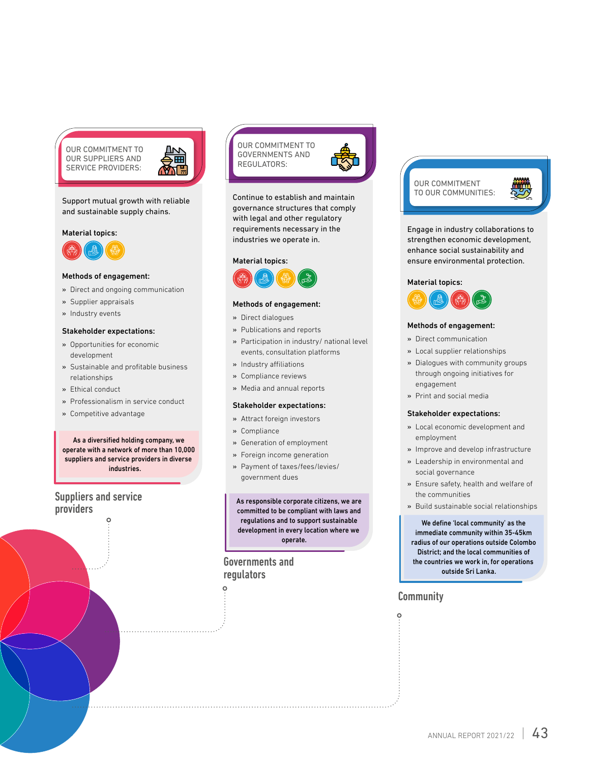## Suppliers and service providers

OUR COMMITMENT TO OUR SUPPLIERS AND SERVICE PROVIDERS:

Support mutual growth with reliable and sustainable supply chains.

**Material topics:**

**Methods of engagement:**

- Direct and ongoing communication
- Supplier appraisals
- Industry events

**Stakeholder expectations:**

- Opportunities for economic development
- Sustainable and profitable business relationships
- Ethical conduct
- Professionalism in service conduct
- Competitive advantage

**As a diversified holding company, we operate with a network of more than 10,000 suppliers and service providers in diverse industries.**

## Governments and regulators

OUR COMMITMENT TO GOVERNMENTS AND REGULATORS:

Continue to establish and maintain governance structures that comply with legal and other regulatory requirements necessary in the industries we operate in.

**Material topics:**

**Methods of engagement:**

- Direct dialogues
- Publications and reports
- Participation in industry/ national level events, consultation platforms
- Industry affiliations
- Compliance reviews
- Media and annual reports

**Stakeholder expectations:**

- Attract foreign investors
- Compliance
- Generation of employment
- Foreign income generation
- Payment of taxes/fees/levies/ government dues

**As responsible corporate citizens, we are committed to be compliant with laws and regulations and to support sustainable development in every location where we operate.**

## Community

OUR COMMITMENT TO OUR COMMUNITIES:

Engage in industry collaborations to strengthen economic development, enhance social sustainability and ensure environmental protection.

**Material topics:**

**Methods of engagement:**

- Direct communication
- Local supplier relationships
- Dialogues with community groups through ongoing initiatives for engagement
- Print and social media

**Stakeholder expectations:**

- Local economic development and employment
- Improve and develop infrastructure
- Leadership in environmental and social governance
- Ensure safety, health and welfare of the communities
- Build sustainable social relationships

**We define 'local community' as the immediate community within 35-45km radius of our operations outside Colombo District; and the local communities of the countries we work in, for operations outside Sri Lanka.**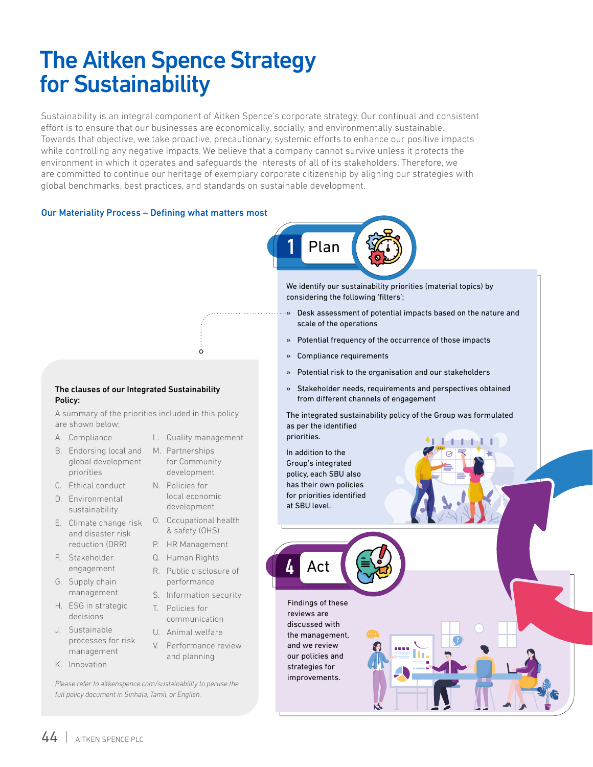# The Aitken Spence Strategy for Sustainability

Sustainability is an integral component of Aitken Spence's corporate strategy. Our continual and consistent effort is to ensure that our businesses are economically, socially, and environmentally sustainable. Towards that objective, we take proactive, precautionary, systemic efforts to enhance our positive impacts while controlling any negative impacts. We believe that a company cannot survive unless it protects the environment in which it operates and safeguards the interests of all of its stakeholders. Therefore, we are committed to continue our heritage of exemplary corporate citizenship by aligning our strategies with global benchmarks, best practices, and standards on sustainable development.

## Our Materiality Process – Defining what matters most

### 1 Plan

We identify our sustainability priorities (material topics) by considering the following 'filters';

- Desk assessment of potential impacts based on the nature and scale of the operations
- Potential frequency of the occurrence of those impacts
- Compliance requirements
- Potential risk to the organisation and our stakeholders
- Stakeholder needs, requirements and perspectives obtained from different channels of engagement

The integrated sustainability policy of the Group was formulated as per the identified priorities.

In addition to the Group's integrated policy, each SBU also has their own policies for priorities identified at SBU level.

**The clauses of our Integrated Sustainability Policy:**

A summary of the priorities included in this policy are shown below;

A. Compliance
B. Endorsing local and global development priorities
C. Ethical conduct
D. Environmental sustainability
E. Climate change risk and disaster risk reduction (DRR)
F. Stakeholder engagement
G. Supply chain management
H. ESG in strategic decisions
J. Sustainable processes for risk management
K. Innovation
L. Quality management
M. Partnerships for Community development
N. Policies for local economic development
O. Occupational health & safety (OHS)
P. HR Management
Q. Human Rights
R. Public disclosure of performance
S. Information security
T. Policies for communication
U. Animal welfare
V. Performance review and planning

*Please refer to aitkenspence.com/sustainability to peruse the full policy document in Sinhala, Tamil, or English.*

### 4 Act

Findings of these reviews are discussed with the management, and we review our policies and strategies for improvements.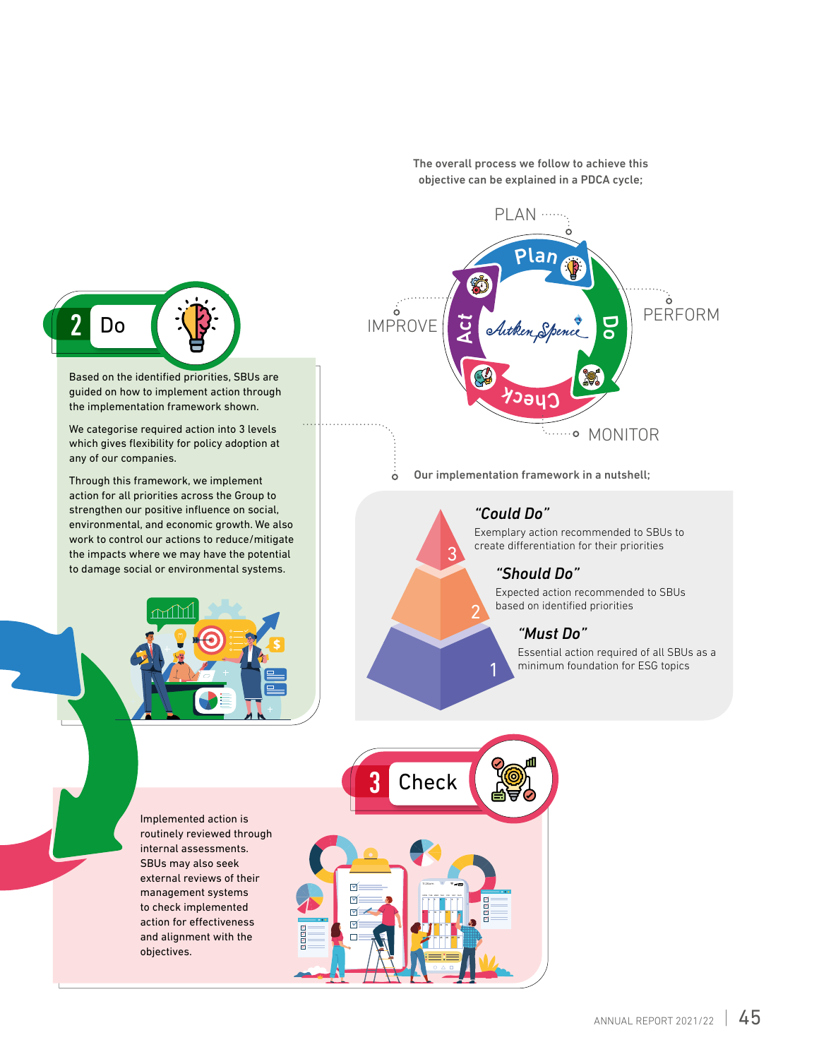The overall process we follow to achieve this objective can be explained in a PDCA cycle;

PLAN — Plan

PERFORM — Do

MONITOR — Check

IMPROVE — Act

## 2 Do

Based on the identified priorities, SBUs are guided on how to implement action through the implementation framework shown.

We categorise required action into 3 levels which gives flexibility for policy adoption at any of our companies.

Through this framework, we implement action for all priorities across the Group to strengthen our positive influence on social, environmental, and economic growth. We also work to control our actions to reduce/mitigate the impacts where we may have the potential to damage social or environmental systems.

**Our implementation framework in a nutshell;**

3. ***"Could Do"***
   Exemplary action recommended to SBUs to create differentiation for their priorities

2. ***"Should Do"***
   Expected action recommended to SBUs based on identified priorities

1. ***"Must Do"***
   Essential action required of all SBUs as a minimum foundation for ESG topics

## 3 Check

Implemented action is routinely reviewed through internal assessments. SBUs may also seek external reviews of their management systems to check implemented action for effectiveness and alignment with the objectives.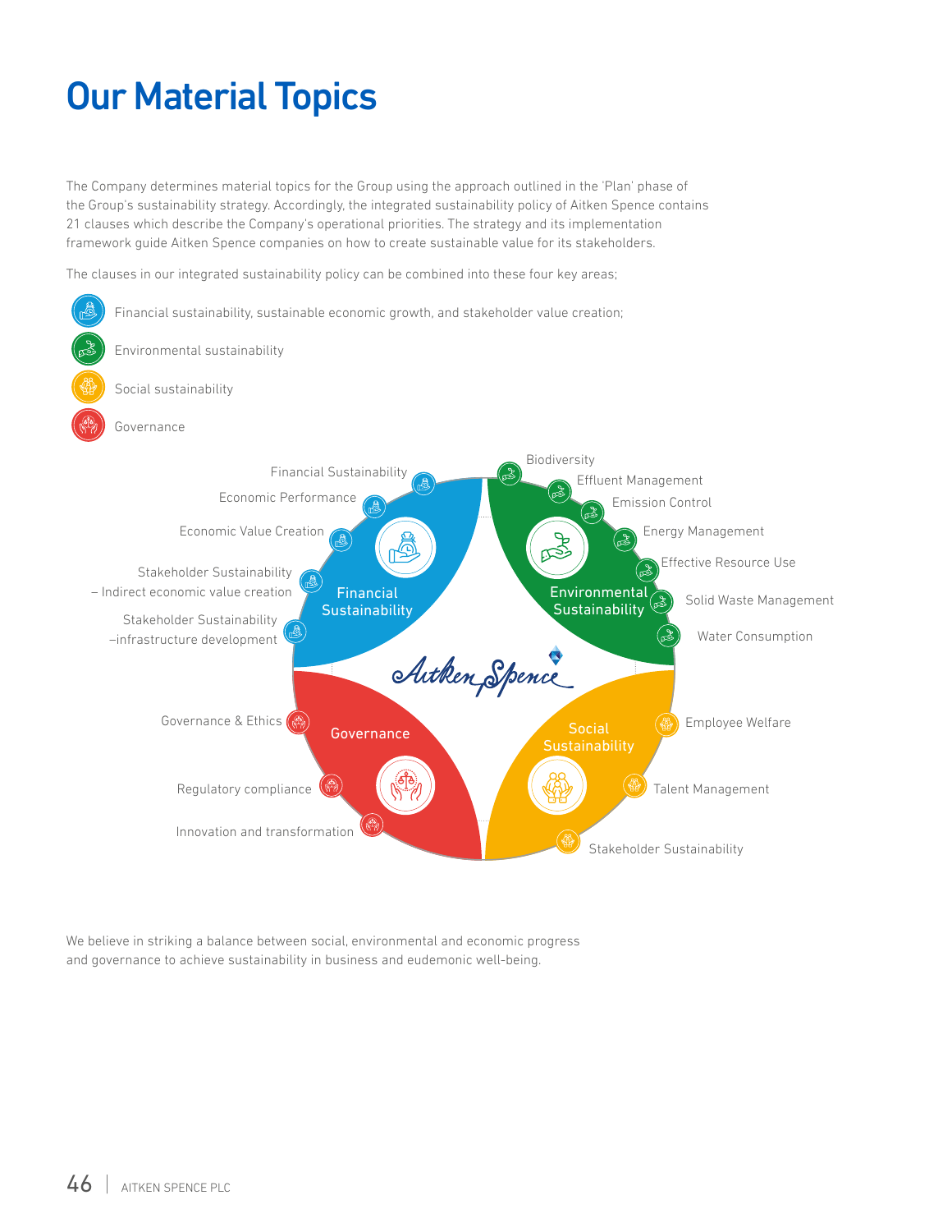# Our Material Topics

The Company determines material topics for the Group using the approach outlined in the 'Plan' phase of the Group's sustainability strategy. Accordingly, the integrated sustainability policy of Aitken Spence contains 21 clauses which describe the Company's operational priorities. The strategy and its implementation framework guide Aitken Spence companies on how to create sustainable value for its stakeholders.

The clauses in our integrated sustainability policy can be combined into these four key areas;

- Financial sustainability, sustainable economic growth, and stakeholder value creation;
- Environmental sustainability
- Social sustainability
- Governance

**Financial Sustainability**
- Financial Sustainability
- Economic Performance
- Economic Value Creation
- Stakeholder Sustainability – Indirect economic value creation
- Stakeholder Sustainability –infrastructure development

**Environmental Sustainability**
- Biodiversity
- Effluent Management
- Emission Control
- Energy Management
- Effective Resource Use
- Solid Waste Management
- Water Consumption

**Governance**
- Governance & Ethics
- Regulatory compliance
- Innovation and transformation

**Social Sustainability**
- Employee Welfare
- Talent Management
- Stakeholder Sustainability

Aitken Spence

We believe in striking a balance between social, environmental and economic progress and governance to achieve sustainability in business and eudemonic well-being.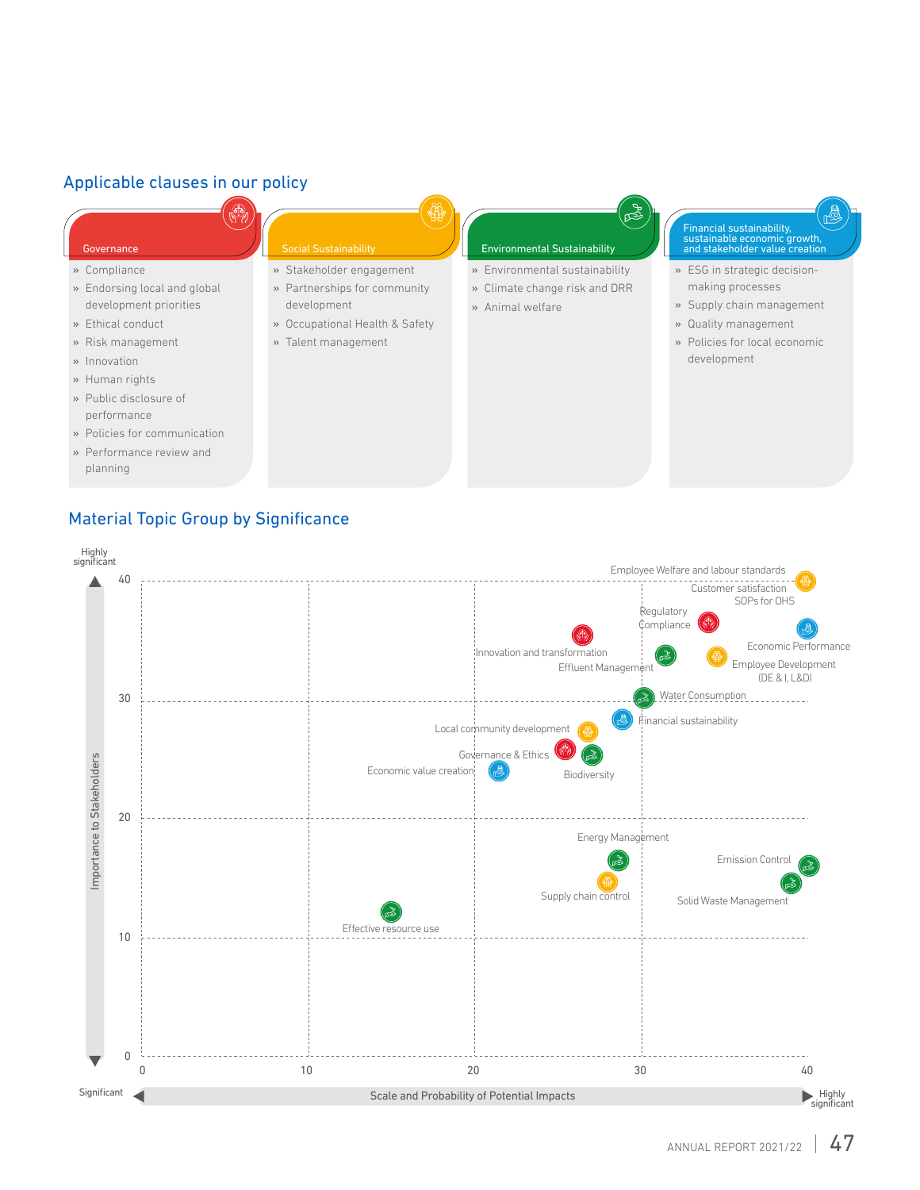## Applicable clauses in our policy

### Governance

- Compliance
- Endorsing local and global development priorities
- Ethical conduct
- Risk management
- Innovation
- Human rights
- Public disclosure of performance
- Policies for communication
- Performance review and planning

### Social Sustainability

- Stakeholder engagement
- Partnerships for community development
- Occupational Health & Safety
- Talent management

### Environmental Sustainability

- Environmental sustainability
- Climate change risk and DRR
- Animal welfare

### Financial sustainability, sustainable economic growth, and stakeholder value creation

- ESG in strategic decision-making processes
- Supply chain management
- Quality management
- Policies for local economic development

## Material Topic Group by Significance

Highly significant

Importance to Stakeholders

40, 30, 20, 10, 0

Employee Welfare and labour standards

Customer satisfaction

SOPs for OHS

Regulatory Compliance

Economic Performance

Innovation and transformation

Effluent Management

Employee Development (DE & I, L&D)

Water Consumption

Financial sustainability

Local community development

Governance & Ethics

Economic value creation

Biodiversity

Energy Management

Emission Control

Supply chain control

Solid Waste Management

Effective resource use

Significant

Scale and Probability of Potential Impacts

0, 10, 20, 30, 40

Highly significant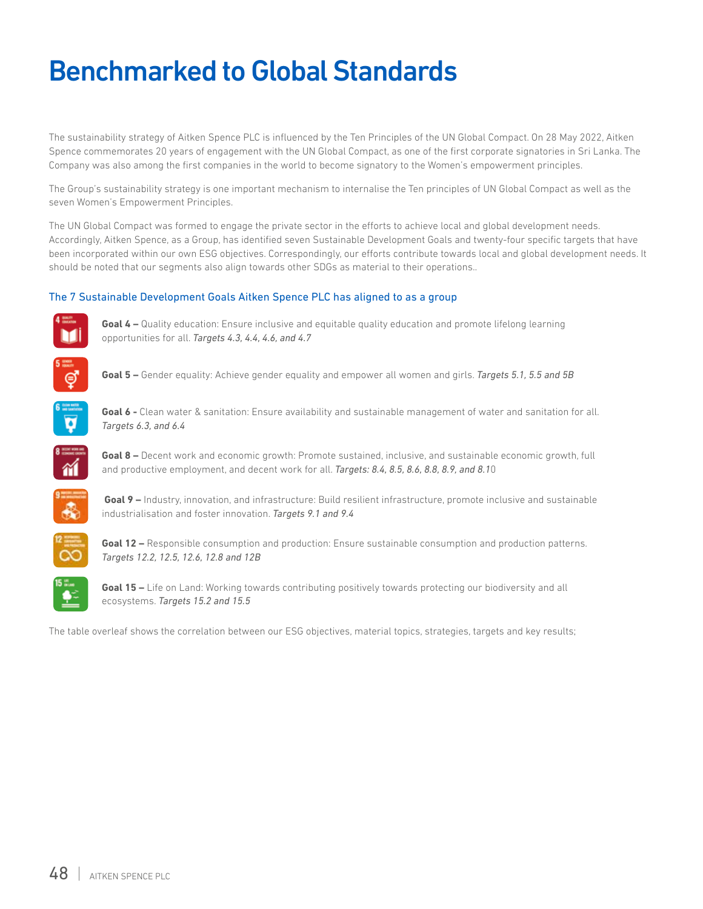# Benchmarked to Global Standards

The sustainability strategy of Aitken Spence PLC is influenced by the Ten Principles of the UN Global Compact. On 28 May 2022, Aitken Spence commemorates 20 years of engagement with the UN Global Compact, as one of the first corporate signatories in Sri Lanka. The Company was also among the first companies in the world to become signatory to the Women's empowerment principles.

The Group's sustainability strategy is one important mechanism to internalise the Ten principles of UN Global Compact as well as the seven Women's Empowerment Principles.

The UN Global Compact was formed to engage the private sector in the efforts to achieve local and global development needs. Accordingly, Aitken Spence, as a Group, has identified seven Sustainable Development Goals and twenty-four specific targets that have been incorporated within our own ESG objectives. Correspondingly, our efforts contribute towards local and global development needs. It should be noted that our segments also align towards other SDGs as material to their operations..

## The 7 Sustainable Development Goals Aitken Spence PLC has aligned to as a group

**Goal 4 –** Quality education: Ensure inclusive and equitable quality education and promote lifelong learning opportunities for all. *Targets 4.3, 4.4, 4.6, and 4.7*

**Goal 5 –** Gender equality: Achieve gender equality and empower all women and girls. *Targets 5.1, 5.5 and 5B*

**Goal 6 -** Clean water & sanitation: Ensure availability and sustainable management of water and sanitation for all. *Targets 6.3, and 6.4*

**Goal 8 –** Decent work and economic growth: Promote sustained, inclusive, and sustainable economic growth, full and productive employment, and decent work for all. *Targets: 8.4, 8.5, 8.6, 8.8, 8.9, and 8.10*

**Goal 9 –** Industry, innovation, and infrastructure: Build resilient infrastructure, promote inclusive and sustainable industrialisation and foster innovation. *Targets 9.1 and 9.4*

**Goal 12 –** Responsible consumption and production: Ensure sustainable consumption and production patterns. *Targets 12.2, 12.5, 12.6, 12.8 and 12B*

**Goal 15 –** Life on Land: Working towards contributing positively towards protecting our biodiversity and all ecosystems. *Targets 15.2 and 15.5*

The table overleaf shows the correlation between our ESG objectives, material topics, strategies, targets and key results;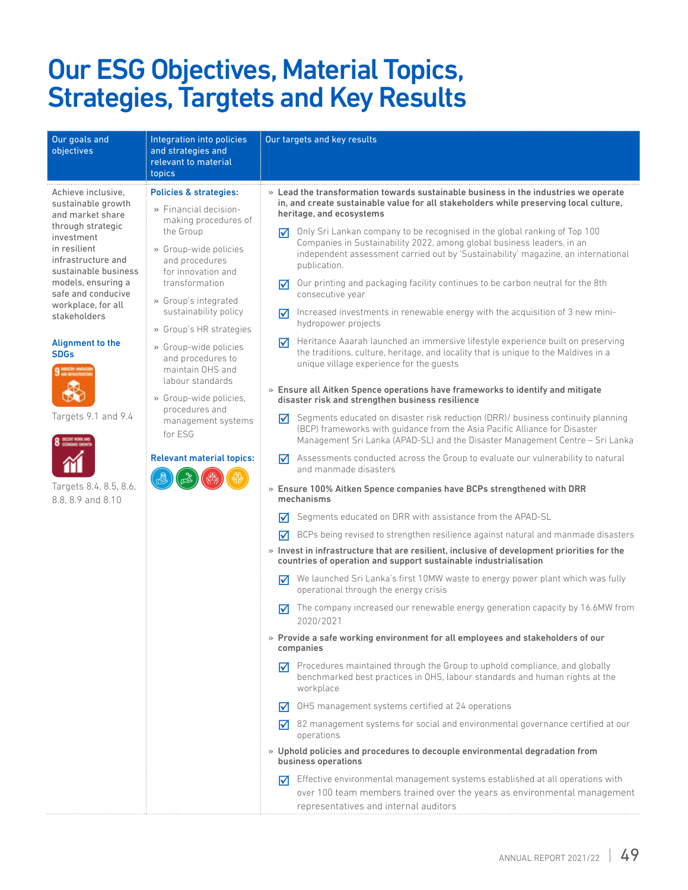# Our ESG Objectives, Material Topics, Strategies, Targtets and Key Results

| Our goals and objectives | Integration into policies and strategies and relevant to material topics | Our targets and key results |
|---|---|---|
| Achieve inclusive, sustainable growth and market share through strategic investment in resilient infrastructure and sustainable business models, ensuring a safe and conducive workplace, for all stakeholders<br><br>**Alignment to the SDGs**<br><br>Targets 9.1 and 9.4<br><br>Targets 8.4, 8.5, 8.6, 8.8, 8.9 and 8.10 | **Policies & strategies:**<br>» Financial decision-making procedures of the Group<br>» Group-wide policies and procedures for innovation and transformation<br>» Group's integrated sustainability policy<br>» Group's HR strategies<br>» Group-wide policies and procedures to maintain OHS and labour standards<br>» Group-wide policies, procedures and management systems for ESG<br><br>**Relevant material topics:** | » **Lead the transformation towards sustainable business in the industries we operate in, and create sustainable value for all stakeholders while preserving local culture, heritage, and ecosystems**<br>☑ Only Sri Lankan company to be recognised in the global ranking of Top 100 Companies in Sustainability 2022, among global business leaders, in an independent assessment carried out by 'Sustainability' magazine, an international publication.<br>☑ Our printing and packaging facility continues to be carbon neutral for the 8th consecutive year<br>☑ Increased investments in renewable energy with the acquisition of 3 new mini-hydropower projects<br>☑ Heritance Aaarah launched an immersive lifestyle experience built on preserving the traditions, culture, heritage, and locality that is unique to the Maldives in a unique village experience for the guests<br><br>» **Ensure all Aitken Spence operations have frameworks to identify and mitigate disaster risk and strengthen business resilience**<br>☑ Segments educated on disaster risk reduction (DRR)/ business continuity planning (BCP) frameworks with guidance from the Asia Pacific Alliance for Disaster Management Sri Lanka (APAD-SL) and the Disaster Management Centre – Sri Lanka<br>☑ Assessments conducted across the Group to evaluate our vulnerability to natural and manmade disasters<br><br>» **Ensure 100% Aitken Spence companies have BCPs strengthened with DRR mechanisms**<br>☑ Segments educated on DRR with assistance from the APAD-SL<br>☑ BCPs being revised to strengthen resilience against natural and manmade disasters<br><br>» **Invest in infrastructure that are resilient, inclusive of development priorities for the countries of operation and support sustainable industrialisation**<br>☑ We launched Sri Lanka's first 10MW waste to energy power plant which was fully operational through the energy crisis<br>☑ The company increased our renewable energy generation capacity by 16.6MW from 2020/2021<br><br>» **Provide a safe working environment for all employees and stakeholders of our companies**<br>☑ Procedures maintained through the Group to uphold compliance, and globally benchmarked best practices in OHS, labour standards and human rights at the workplace<br>☑ OHS management systems certified at 24 operations<br>☑ 82 management systems for social and environmental governance certified at our operations<br><br>» **Uphold policies and procedures to decouple environmental degradation from business operations**<br>☑ Effective environmental management systems established at all operations with over 100 team members trained over the years as environmental management representatives and internal auditors |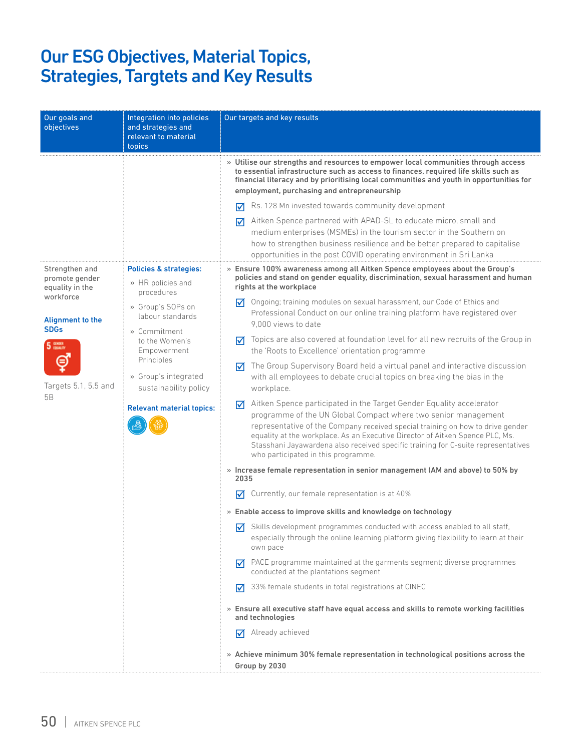# Our ESG Objectives, Material Topics, Strategies, Targtets and Key Results

| Our goals and objectives | Integration into policies and strategies and relevant to material topics | Our targets and key results |
|---|---|---|
| | | » **Utilise our strengths and resources to empower local communities through access to essential infrastructure such as access to finances, required life skills such as financial literacy and by prioritising local communities and youth in opportunities for employment, purchasing and entrepreneurship**<br>☑ Rs. 128 Mn invested towards community development<br>☑ Aitken Spence partnered with APAD-SL to educate micro, small and medium enterprises (MSMEs) in the tourism sector in the Southern on how to strengthen business resilience and be better prepared to capitalise opportunities in the post COVID operating environment in Sri Lanka |
| Strengthen and promote gender equality in the workforce<br><br>**Alignment to the SDGs**<br><br>5 GENDER EQUALITY<br><br>Targets 5.1, 5.5 and 5B | **Policies & strategies:**<br>» HR policies and procedures<br>» Group's SOPs on labour standards<br>» Commitment to the Women's Empowerment Principles<br>» Group's integrated sustainability policy<br><br>**Relevant material topics:** | » **Ensure 100% awareness among all Aitken Spence employees about the Group's policies and stand on gender equality, discrimination, sexual harassment and human rights at the workplace**<br>☑ Ongoing; training modules on sexual harassment, our Code of Ethics and Professional Conduct on our online training platform have registered over 9,000 views to date<br>☑ Topics are also covered at foundation level for all new recruits of the Group in the 'Roots to Excellence' orientation programme<br>☑ The Group Supervisory Board held a virtual panel and interactive discussion with all employees to debate crucial topics on breaking the bias in the workplace.<br>☑ Aitken Spence participated in the Target Gender Equality accelerator programme of the UN Global Compact where two senior management representative of the Company received special training on how to drive gender equality at the workplace. As an Executive Director of Aitken Spence PLC, Ms. Stasshani Jayawardena also received specific training for C-suite representatives who participated in this programme.<br><br>» **Increase female representation in senior management (AM and above) to 50% by 2035**<br>☑ Currently, our female representation is at 40%<br><br>» **Enable access to improve skills and knowledge on technology**<br>☑ Skills development programmes conducted with access enabled to all staff, especially through the online learning platform giving flexibility to learn at their own pace<br>☑ PACE programme maintained at the garments segment; diverse programmes conducted at the plantations segment<br>☑ 33% female students in total registrations at CINEC<br><br>» **Ensure all executive staff have equal access and skills to remote working facilities and technologies**<br>☑ Already achieved<br><br>» **Achieve minimum 30% female representation in technological positions across the Group by 2030** |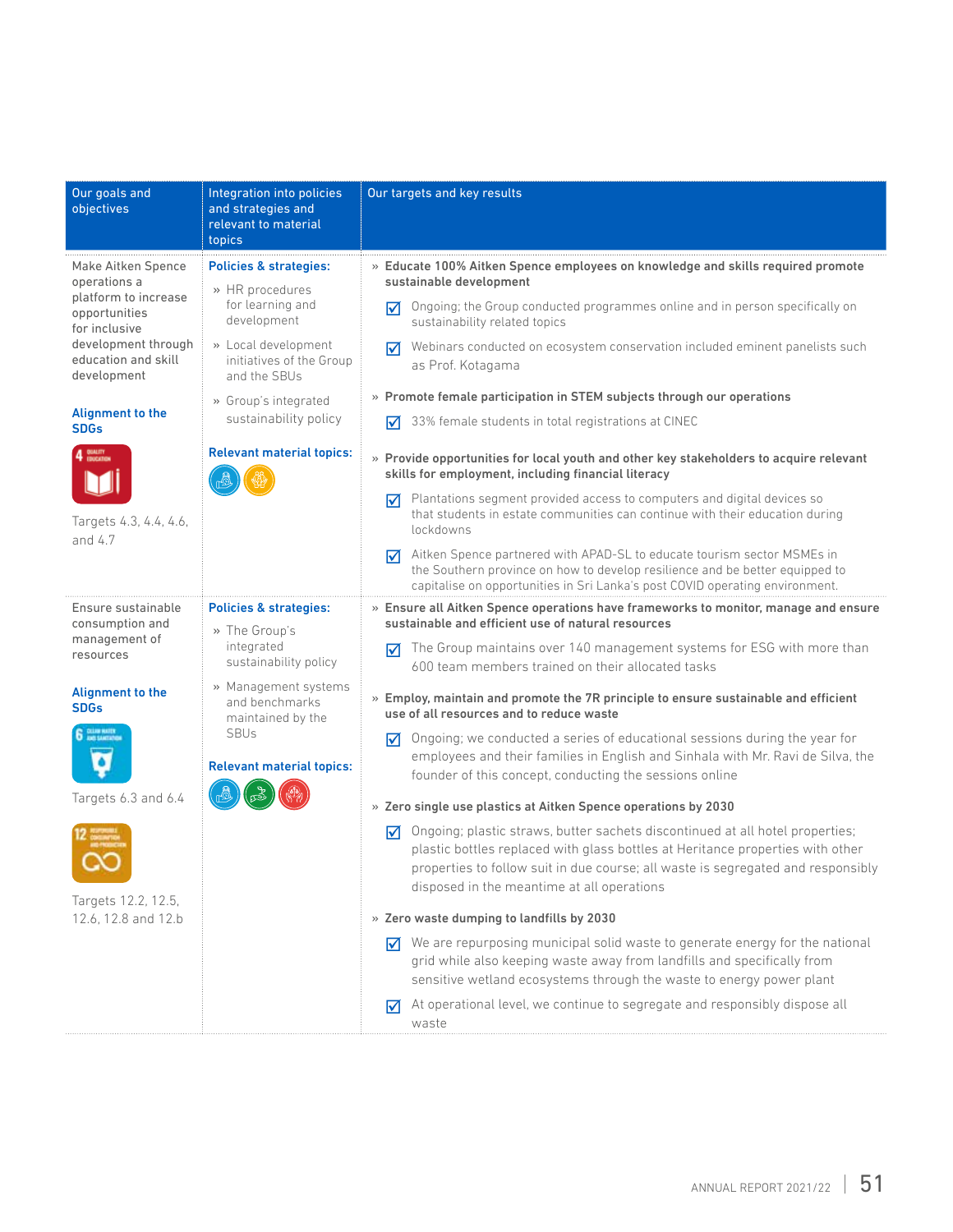| Our goals and objectives | Integration into policies and strategies and relevant to material topics | Our targets and key results |
|---|---|---|
| Make Aitken Spence operations a platform to increase opportunities for inclusive development through education and skill development<br><br>**Alignment to the SDGs**<br><br>Targets 4.3, 4.4, 4.6, and 4.7 | **Policies & strategies:**<br>» HR procedures for learning and development<br>» Local development initiatives of the Group and the SBUs<br>» Group's integrated sustainability policy<br><br>**Relevant material topics:** | **» Educate 100% Aitken Spence employees on knowledge and skills required promote sustainable development**<br>☑ Ongoing; the Group conducted programmes online and in person specifically on sustainability related topics<br>☑ Webinars conducted on ecosystem conservation included eminent panelists such as Prof. Kotagama<br><br>**» Promote female participation in STEM subjects through our operations**<br>☑ 33% female students in total registrations at CINEC<br><br>**» Provide opportunities for local youth and other key stakeholders to acquire relevant skills for employment, including financial literacy**<br>☑ Plantations segment provided access to computers and digital devices so that students in estate communities can continue with their education during lockdowns<br>☑ Aitken Spence partnered with APAD-SL to educate tourism sector MSMEs in the Southern province on how to develop resilience and be better equipped to capitalise on opportunities in Sri Lanka's post COVID operating environment. |
| Ensure sustainable consumption and management of resources<br><br>**Alignment to the SDGs**<br><br>Targets 6.3 and 6.4<br><br>Targets 12.2, 12.5, 12.6, 12.8 and 12.b | **Policies & strategies:**<br>» The Group's integrated sustainability policy<br>» Management systems and benchmarks maintained by the SBUs<br><br>**Relevant material topics:** | **» Ensure all Aitken Spence operations have frameworks to monitor, manage and ensure sustainable and efficient use of natural resources**<br>☑ The Group maintains over 140 management systems for ESG with more than 600 team members trained on their allocated tasks<br><br>**» Employ, maintain and promote the 7R principle to ensure sustainable and efficient use of all resources and to reduce waste**<br>☑ Ongoing; we conducted a series of educational sessions during the year for employees and their families in English and Sinhala with Mr. Ravi de Silva, the founder of this concept, conducting the sessions online<br><br>**» Zero single use plastics at Aitken Spence operations by 2030**<br>☑ Ongoing; plastic straws, butter sachets discontinued at all hotel properties; plastic bottles replaced with glass bottles at Heritance properties with other properties to follow suit in due course; all waste is segregated and responsibly disposed in the meantime at all operations<br><br>**» Zero waste dumping to landfills by 2030**<br>☑ We are repurposing municipal solid waste to generate energy for the national grid while also keeping waste away from landfills and specifically from sensitive wetland ecosystems through the waste to energy power plant<br>☑ At operational level, we continue to segregate and responsibly dispose all waste |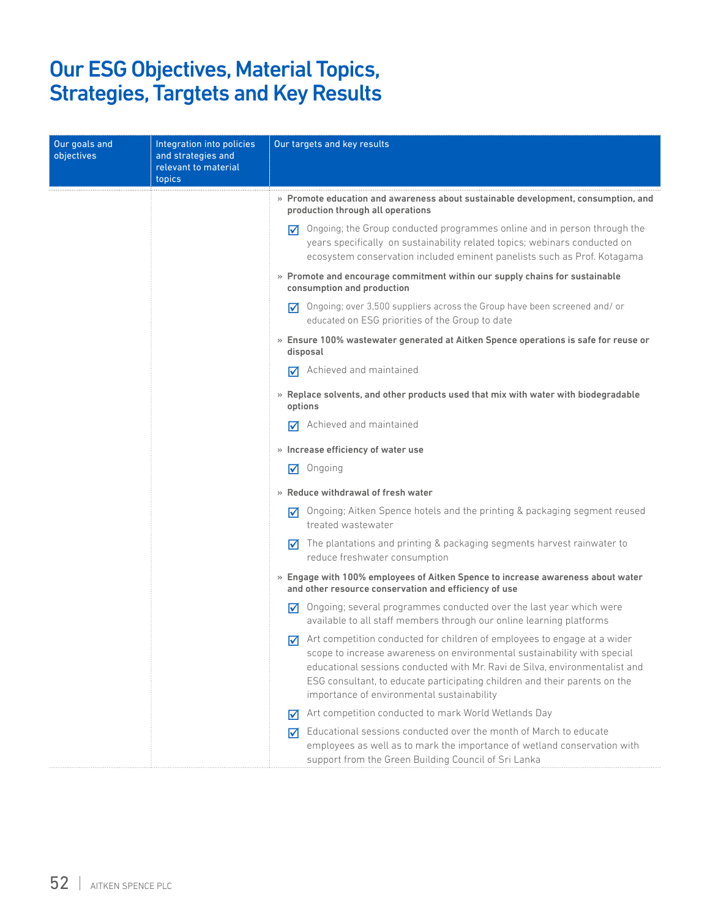# Our ESG Objectives, Material Topics, Strategies, Targtets and Key Results

| Our goals and objectives | Integration into policies and strategies and relevant to material topics | Our targets and key results |
|---|---|---|
| | | » **Promote education and awareness about sustainable development, consumption, and production through all operations**<br>☑ Ongoing; the Group conducted programmes online and in person through the years specifically on sustainability related topics; webinars conducted on ecosystem conservation included eminent panelists such as Prof. Kotagama<br>» **Promote and encourage commitment within our supply chains for sustainable consumption and production**<br>☑ Ongoing; over 3,500 suppliers across the Group have been screened and/ or educated on ESG priorities of the Group to date<br>» **Ensure 100% wastewater generated at Aitken Spence operations is safe for reuse or disposal**<br>☑ Achieved and maintained<br>» **Replace solvents, and other products used that mix with water with biodegradable options**<br>☑ Achieved and maintained<br>» **Increase efficiency of water use**<br>☑ Ongoing<br>» **Reduce withdrawal of fresh water**<br>☑ Ongoing; Aitken Spence hotels and the printing & packaging segment reused treated wastewater<br>☑ The plantations and printing & packaging segments harvest rainwater to reduce freshwater consumption<br>» **Engage with 100% employees of Aitken Spence to increase awareness about water and other resource conservation and efficiency of use**<br>☑ Ongoing; several programmes conducted over the last year which were available to all staff members through our online learning platforms<br>☑ Art competition conducted for children of employees to engage at a wider scope to increase awareness on environmental sustainability with special educational sessions conducted with Mr. Ravi de Silva, environmentalist and ESG consultant, to educate participating children and their parents on the importance of environmental sustainability<br>☑ Art competition conducted to mark World Wetlands Day<br>☑ Educational sessions conducted over the month of March to educate employees as well as to mark the importance of wetland conservation with support from the Green Building Council of Sri Lanka |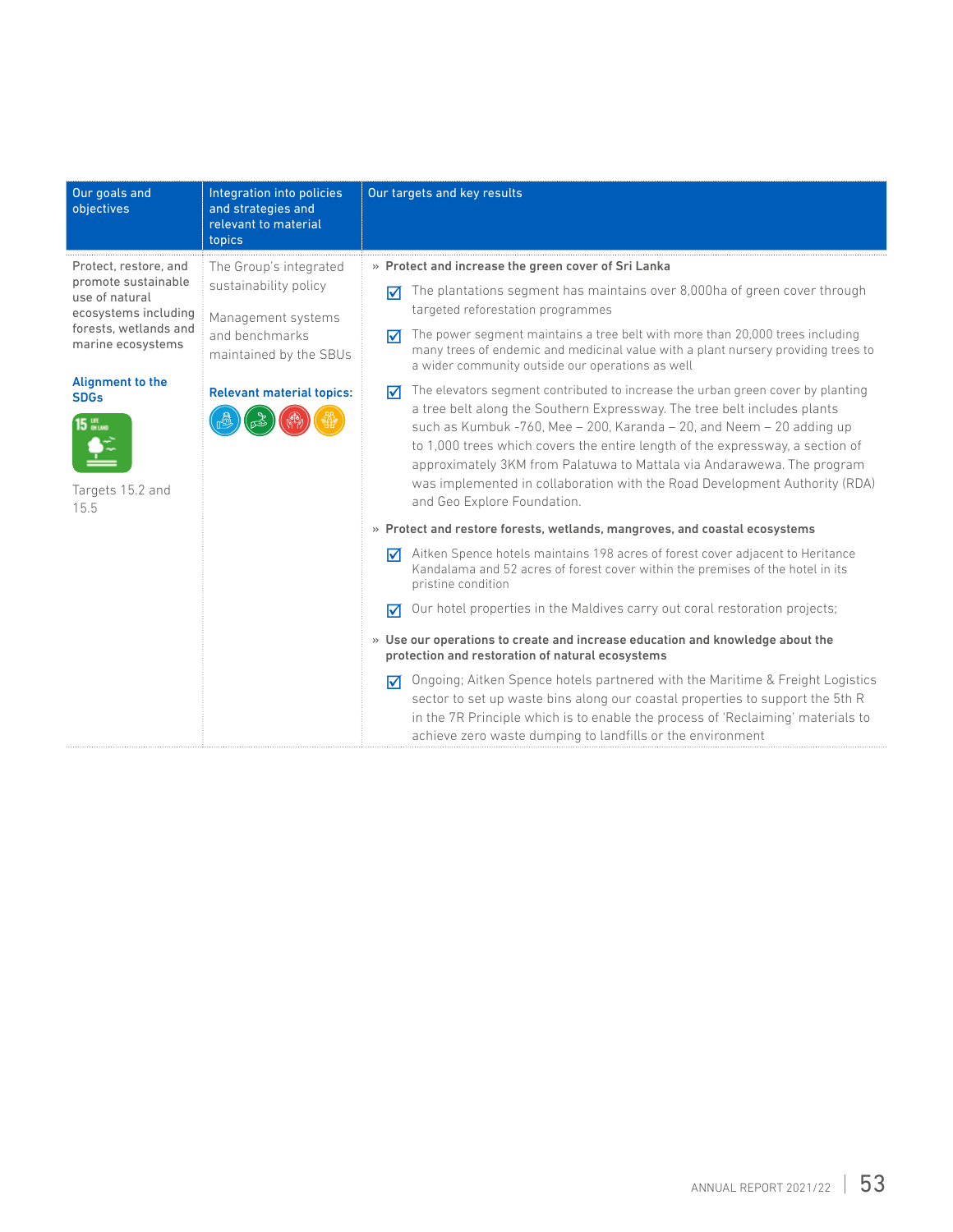| Our goals and objectives | Integration into policies and strategies and relevant to material topics | Our targets and key results |
|---|---|---|
| Protect, restore, and promote sustainable use of natural ecosystems including forests, wetlands and marine ecosystems<br><br>**Alignment to the SDGs**<br><br>15 LIFE ON LAND<br><br>Targets 15.2 and 15.5 | The Group's integrated sustainability policy<br><br>Management systems and benchmarks maintained by the SBUs<br><br>**Relevant material topics:** | » **Protect and increase the green cover of Sri Lanka**<br><br>☑ The plantations segment has maintains over 8,000ha of green cover through targeted reforestation programmes<br><br>☑ The power segment maintains a tree belt with more than 20,000 trees including many trees of endemic and medicinal value with a plant nursery providing trees to a wider community outside our operations as well<br><br>☑ The elevators segment contributed to increase the urban green cover by planting a tree belt along the Southern Expressway. The tree belt includes plants such as Kumbuk -760, Mee – 200, Karanda – 20, and Neem – 20 adding up to 1,000 trees which covers the entire length of the expressway, a section of approximately 3KM from Palatuwa to Mattala via Andarawewa. The program was implemented in collaboration with the Road Development Authority (RDA) and Geo Explore Foundation.<br><br>» **Protect and restore forests, wetlands, mangroves, and coastal ecosystems**<br><br>☑ Aitken Spence hotels maintains 198 acres of forest cover adjacent to Heritance Kandalama and 52 acres of forest cover within the premises of the hotel in its pristine condition<br><br>☑ Our hotel properties in the Maldives carry out coral restoration projects;<br><br>» **Use our operations to create and increase education and knowledge about the protection and restoration of natural ecosystems**<br><br>☑ Ongoing; Aitken Spence hotels partnered with the Maritime & Freight Logistics sector to set up waste bins along our coastal properties to support the 5th R in the 7R Principle which is to enable the process of 'Reclaiming' materials to achieve zero waste dumping to landfills or the environment |